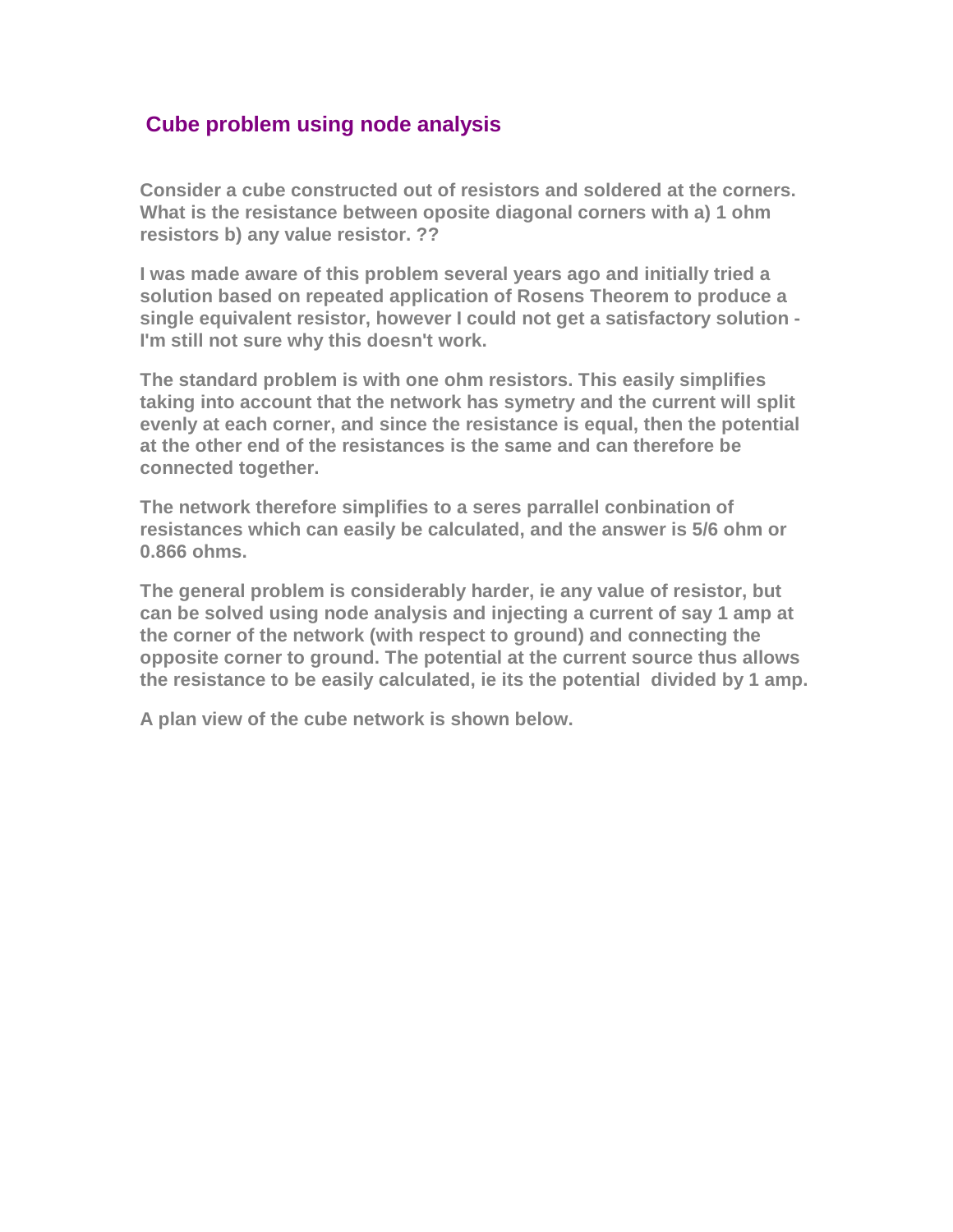## Cube problem using node analysis

**Consider a cube constructed out of resistors and soldered at the corners. What is the resistance between oposite diagonal corners with a) 1 ohm resistors b) any value resistor. ??**

**I was made aware of this problem several years ago and initially tried a solution based on repeated application of Rosens Theorem to produce a single equivalent resistor, however I could not get a satisfactory solution - I'm still not sure why this doesn't work.**

**The standard problem is with one ohm resistors. This easily simplifies taking into account that the network has symetry and the current will split evenly at each corner, and since the resistance is equal, then the potential at the other end of the resistances is the same and can therefore be connected together.**

**The network therefore simplifies to a seres parrallel conbination of resistances which can easily be calculated, and the answer is 5/6 ohm or 0.866 ohms.**

**The general problem is considerably harder, ie any value of resistor, but can be solved using node analysis and injecting a current of say 1 amp at the corner of the network (with respect to ground) and connecting the opposite corner to ground. The potential at the current source thus allows the resistance to be easily calculated, ie its the potential divided by 1 amp.**

**A plan view of the cube network is shown below.**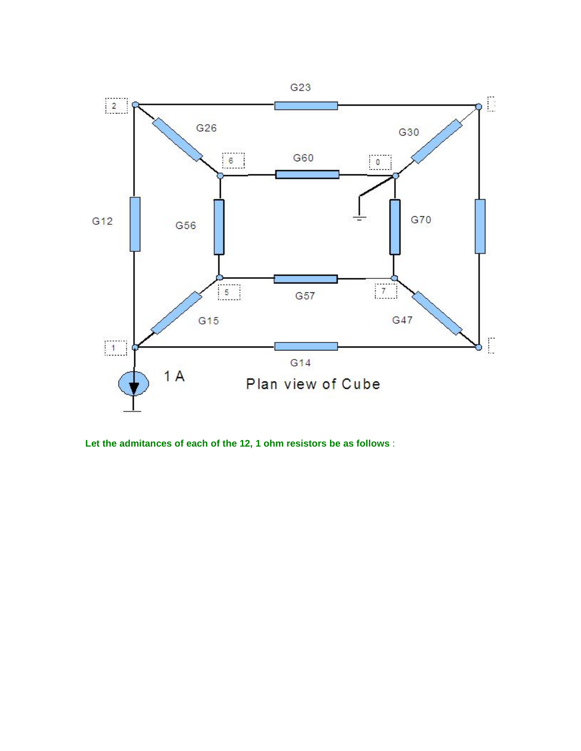**Let the admitances of each of the 12, 1 ohm resistors be as follows** :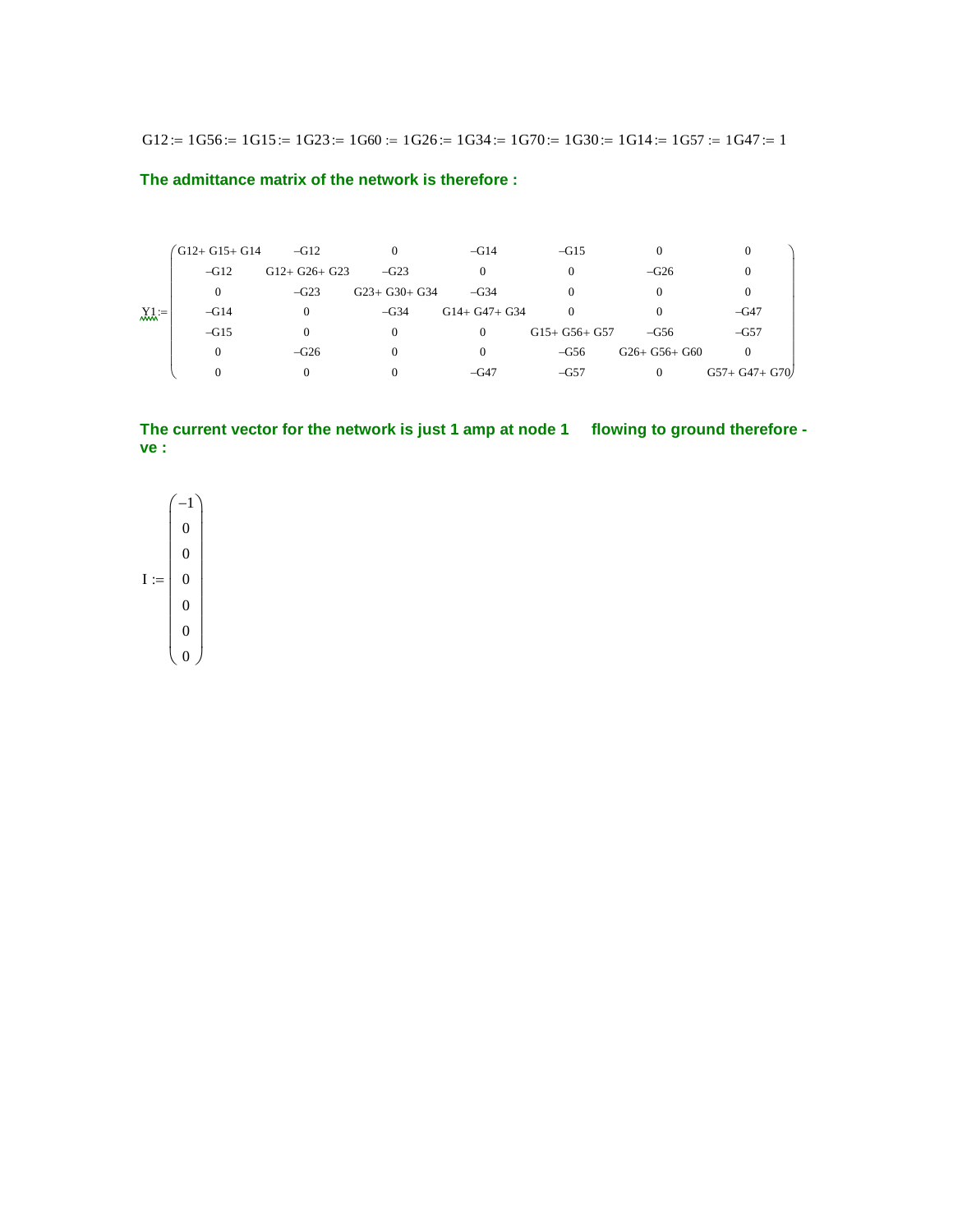$$G12 := 1 \quad G56 := 1 \quad G15 := 1 \quad G23 := 1 \quad G60 := 1 \quad G26 := 1 \quad G34 := 1 \quad G70 := 1 \quad G30 := 1 \quad G14 := 1 \quad G57 := 1 \quad G47 := 1$$

**The admittance matrix of the network is therefore :**

$$Y1 := \begin{pmatrix} G12 + G15 + G14 & -G12 & 0 & -G14 & -G15 & 0 & 0 \\ -G12 & G12 + G26 + G23 & -G23 & 0 & 0 & -G26 & 0 \\ 0 & -G23 & G23 + G30 + G34 & -G34 & 0 & 0 & 0 \\ -G14 & 0 & -G34 & G14 + G47 + G34 & 0 & 0 & -G47 \\ -G15 & 0 & 0 & 0 & G15 + G56 + G57 & -G56 & -G57 \\ 0 & -G26 & 0 & 0 & -G56 & G26 + G56 + G60 & 0 \\ 0 & 0 & 0 & -G47 & -G57 & 0 & G57 + G47 + G70 \end{pmatrix}$$

**The current vector for the network is just 1 amp at node 1 flowing to ground therefore -ve :**

$$I := \begin{pmatrix} -1 \\ 0 \\ 0 \\ 0 \\ 0 \\ 0 \\ 0 \end{pmatrix}$$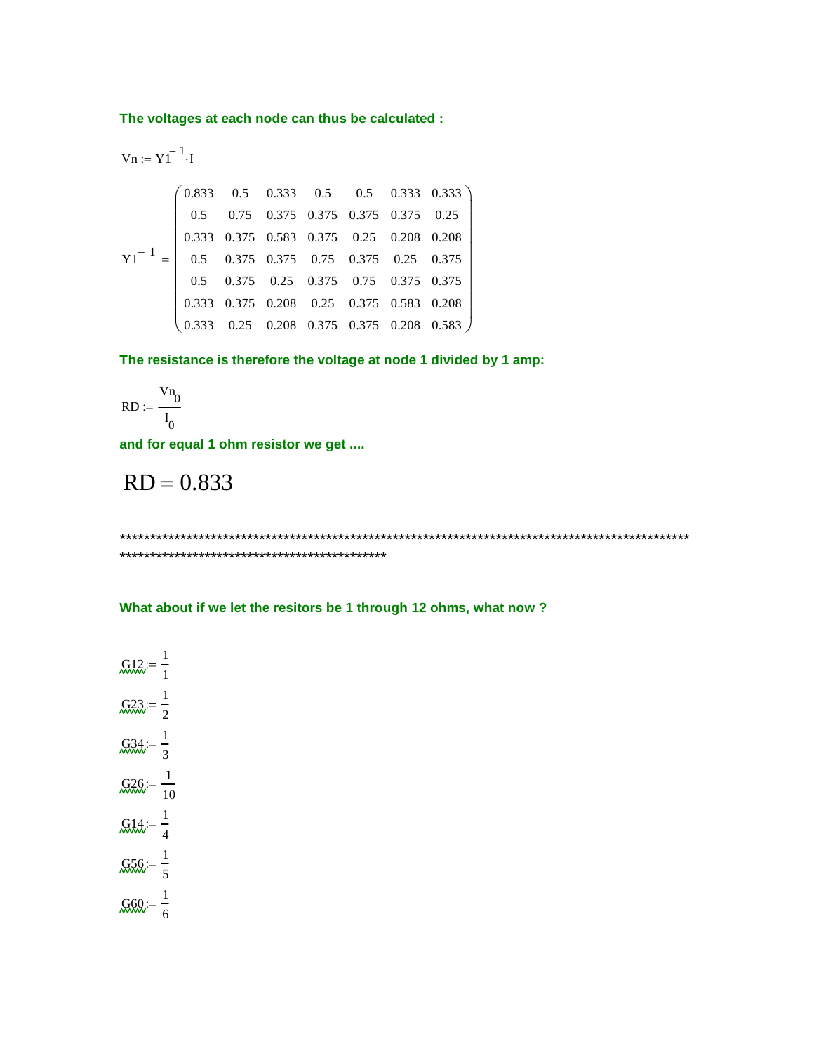**The voltages at each node can thus be calculated :**

$$Vn := Y1^{-1} \cdot I$$

$$Y1^{-1} = \begin{pmatrix} 0.833 & 0.5 & 0.333 & 0.5 & 0.5 & 0.333 & 0.333 \\ 0.5 & 0.75 & 0.375 & 0.375 & 0.375 & 0.375 & 0.25 \\ 0.333 & 0.375 & 0.583 & 0.375 & 0.25 & 0.208 & 0.208 \\ 0.5 & 0.375 & 0.375 & 0.75 & 0.375 & 0.25 & 0.375 \\ 0.5 & 0.375 & 0.25 & 0.375 & 0.75 & 0.375 & 0.375 \\ 0.333 & 0.375 & 0.208 & 0.25 & 0.375 & 0.583 & 0.208 \\ 0.333 & 0.25 & 0.208 & 0.375 & 0.375 & 0.208 & 0.583 \end{pmatrix}$$

**The resistance is therefore the voltage at node 1 divided by 1 amp:**

$$RD := \frac{Vn_0}{I_0}$$

**and for equal 1 ohm resistor we get ....**

$$RD = 0.833$$

************************************************************************************************************************************************

**What about if we let the resitors be 1 through 12 ohms, what now ?**

$$G12 := \frac{1}{1}$$

$$G23 := \frac{1}{2}$$

$$G34 := \frac{1}{3}$$

$$G26 := \frac{1}{10}$$

$$G14 := \frac{1}{4}$$

$$G56 := \frac{1}{5}$$

$$G60 := \frac{1}{6}$$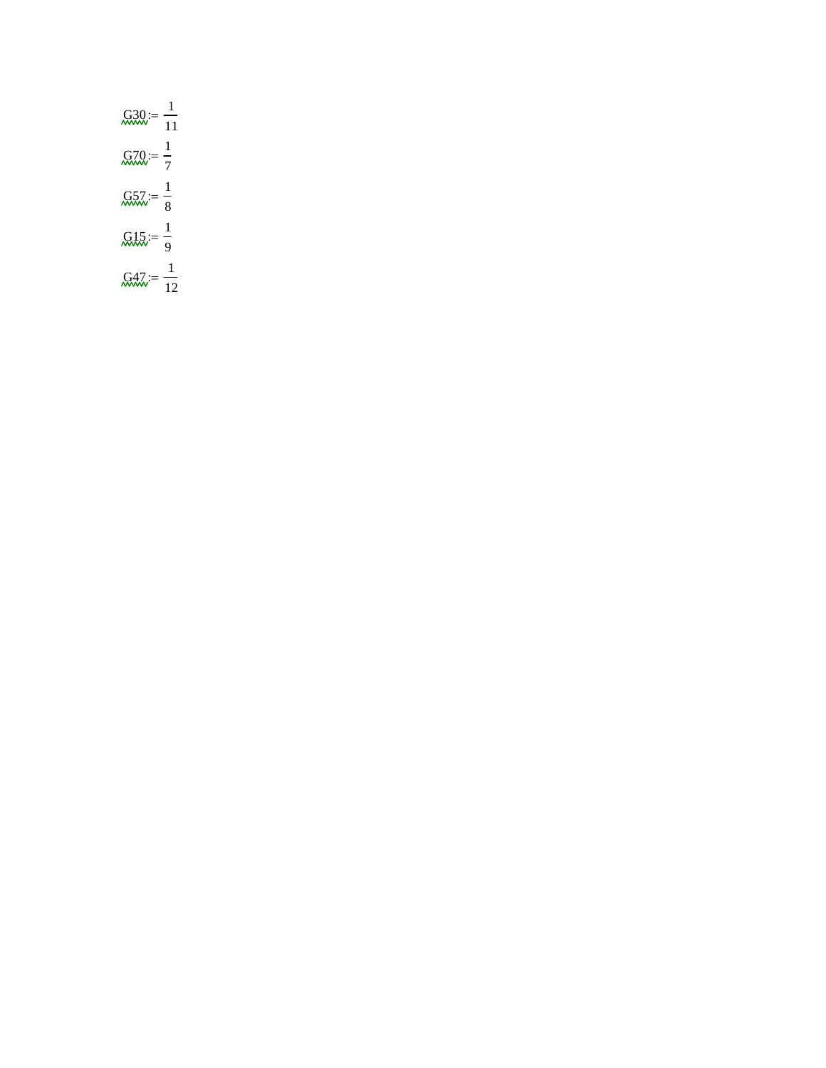$$G30 := \frac{1}{11}$$

$$G70 := \frac{1}{7}$$

$$G57 := \frac{1}{8}$$

$$G15 := \frac{1}{9}$$

$$G47 := \frac{1}{12}$$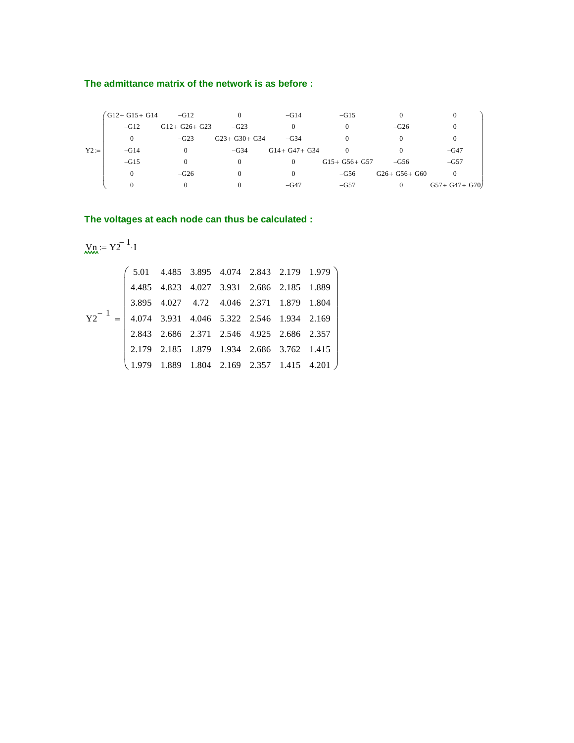**The admittance matrix of the network is as before :**

$$Y2 := \begin{pmatrix} G12+G15+G14 & -G12 & 0 & -G14 & -G15 & 0 & 0 \\ -G12 & G12+G26+G23 & -G23 & 0 & 0 & -G26 & 0 \\ 0 & -G23 & G23+G30+G34 & -G34 & 0 & 0 & 0 \\ -G14 & 0 & -G34 & G14+G47+G34 & 0 & 0 & -G47 \\ -G15 & 0 & 0 & 0 & G15+G56+G57 & -G56 & -G57 \\ 0 & -G26 & 0 & 0 & -G56 & G26+G56+G60 & 0 \\ 0 & 0 & 0 & -G47 & -G57 & 0 & G57+G47+G70 \end{pmatrix}$$

**The voltages at each node can thus be calculated :**

$$Vn := Y2^{-1} \cdot I$$

$$Y2^{-1} = \begin{pmatrix} 5.01 & 4.485 & 3.895 & 4.074 & 2.843 & 2.179 & 1.979 \\ 4.485 & 4.823 & 4.027 & 3.931 & 2.686 & 2.185 & 1.889 \\ 3.895 & 4.027 & 4.72 & 4.046 & 2.371 & 1.879 & 1.804 \\ 4.074 & 3.931 & 4.046 & 5.322 & 2.546 & 1.934 & 2.169 \\ 2.843 & 2.686 & 2.371 & 2.546 & 4.925 & 2.686 & 2.357 \\ 2.179 & 2.185 & 1.879 & 1.934 & 2.686 & 3.762 & 1.415 \\ 1.979 & 1.889 & 1.804 & 2.169 & 2.357 & 1.415 & 4.201 \end{pmatrix}$$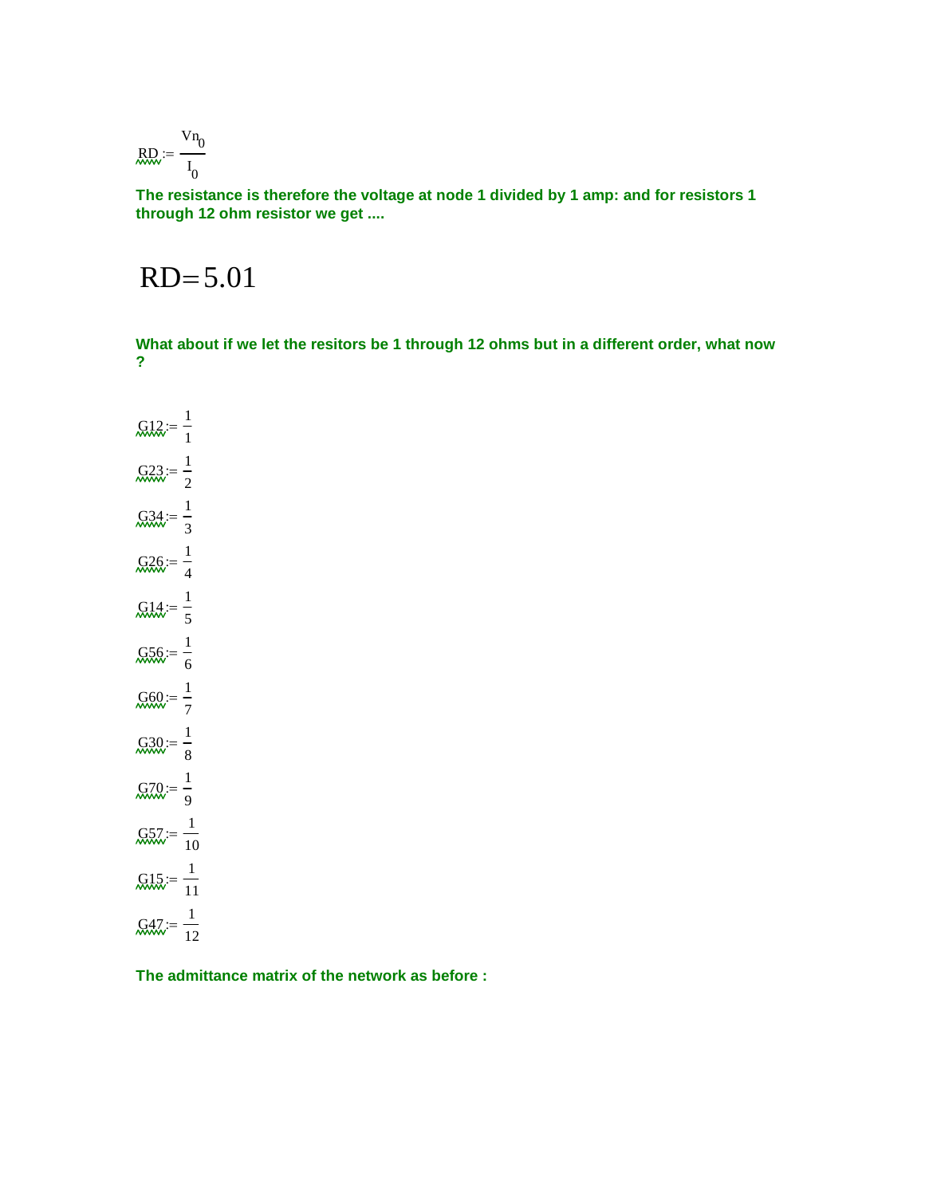$$RD := \frac{Vn_0}{I_0}$$

**The resistance is therefore the voltage at node 1 divided by 1 amp: and for resistors 1 through 12 ohm resistor we get ....**

$$RD = 5.01$$

**What about if we let the resitors be 1 through 12 ohms but in a different order, what now ?**

$$G12 := \frac{1}{1}$$

$$G23 := \frac{1}{2}$$

$$G34 := \frac{1}{3}$$

$$G26 := \frac{1}{4}$$

$$G14 := \frac{1}{5}$$

$$G56 := \frac{1}{6}$$

$$G60 := \frac{1}{7}$$

$$G30 := \frac{1}{8}$$

$$G70 := \frac{1}{9}$$

$$G57 := \frac{1}{10}$$

$$G15 := \frac{1}{11}$$

$$G47 := \frac{1}{12}$$

**The admittance matrix of the network as before :**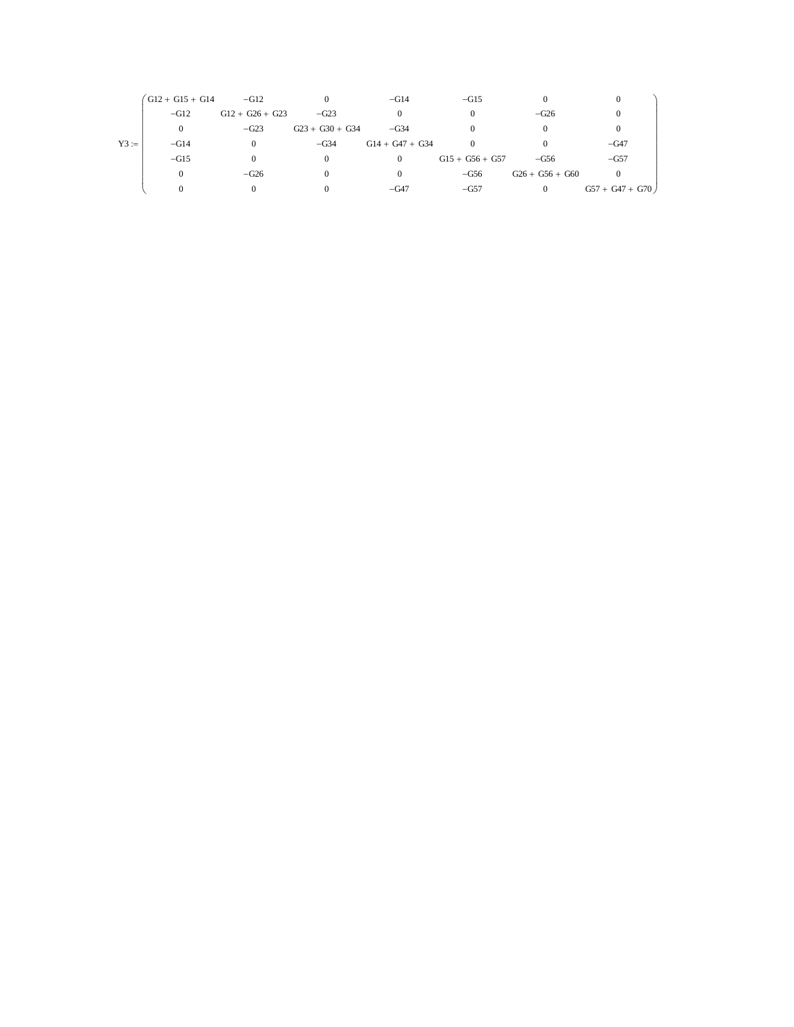$$
Y3 := \begin{pmatrix}
G12 + G15 + G14 & -G12 & 0 & -G14 & -G15 & 0 & 0 \\
-G12 & G12 + G26 + G23 & -G23 & 0 & 0 & -G26 & 0 \\
0 & -G23 & G23 + G30 + G34 & -G34 & 0 & 0 & 0 \\
-G14 & 0 & -G34 & G14 + G47 + G34 & 0 & 0 & -G47 \\
-G15 & 0 & 0 & 0 & G15 + G56 + G57 & -G56 & -G57 \\
0 & -G26 & 0 & 0 & -G56 & G26 + G56 + G60 & 0 \\
0 & 0 & 0 & -G47 & -G57 & 0 & G57 + G47 + G70
\end{pmatrix}
$$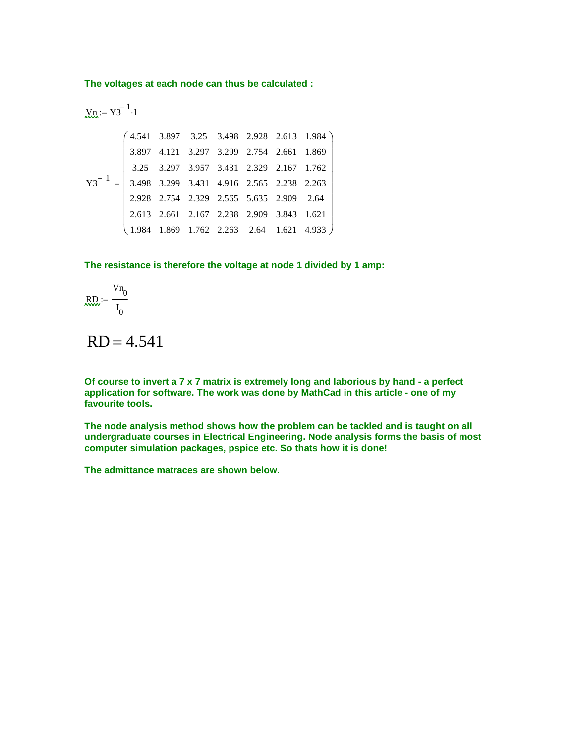**The voltages at each node can thus be calculated :**

$$Vn := Y3^{-1} \cdot I$$

$$Y3^{-1} = \begin{pmatrix} 4.541 & 3.897 & 3.25 & 3.498 & 2.928 & 2.613 & 1.984 \\ 3.897 & 4.121 & 3.297 & 3.299 & 2.754 & 2.661 & 1.869 \\ 3.25 & 3.297 & 3.957 & 3.431 & 2.329 & 2.167 & 1.762 \\ 3.498 & 3.299 & 3.431 & 4.916 & 2.565 & 2.238 & 2.263 \\ 2.928 & 2.754 & 2.329 & 2.565 & 5.635 & 2.909 & 2.64 \\ 2.613 & 2.661 & 2.167 & 2.238 & 2.909 & 3.843 & 1.621 \\ 1.984 & 1.869 & 1.762 & 2.263 & 2.64 & 1.621 & 4.933 \end{pmatrix}$$

**The resistance is therefore the voltage at node 1 divided by 1 amp:**

$$RD := \frac{Vn_0}{I_0}$$

$$RD = 4.541$$

**Of course to invert a 7 x 7 matrix is extremely long and laborious by hand - a perfect application for software. The work was done by MathCad in this article - one of my favourite tools.**

**The node analysis method shows how the problem can be tackled and is taught on all undergraduate courses in Electrical Engineering. Node analysis forms the basis of most computer simulation packages, pspice etc. So thats how it is done!**

**The admittance matraces are shown below.**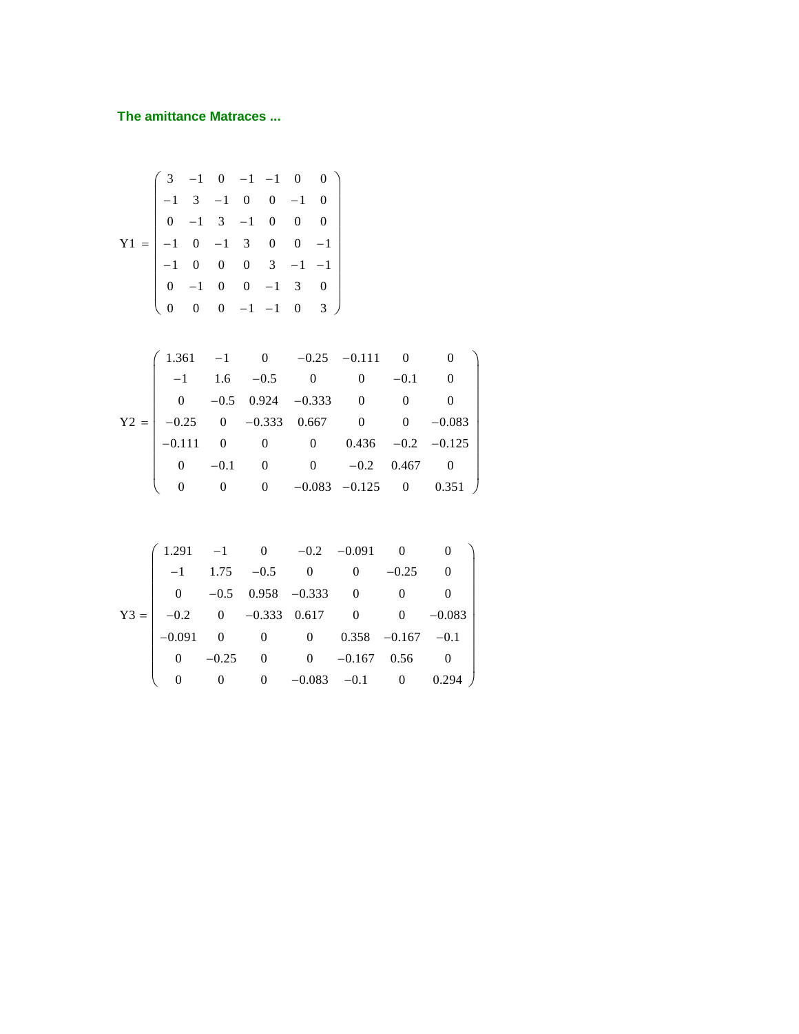**The amittance Matraces ...**

$$Y1 = \begin{pmatrix} 3 & -1 & 0 & -1 & -1 & 0 & 0 \\ -1 & 3 & -1 & 0 & 0 & -1 & 0 \\ 0 & -1 & 3 & -1 & 0 & 0 & 0 \\ -1 & 0 & -1 & 3 & 0 & 0 & -1 \\ -1 & 0 & 0 & 0 & 3 & -1 & -1 \\ 0 & -1 & 0 & 0 & -1 & 3 & 0 \\ 0 & 0 & 0 & -1 & -1 & 0 & 3 \end{pmatrix}$$

$$Y2 = \begin{pmatrix} 1.361 & -1 & 0 & -0.25 & -0.111 & 0 & 0 \\ -1 & 1.6 & -0.5 & 0 & 0 & -0.1 & 0 \\ 0 & -0.5 & 0.924 & -0.333 & 0 & 0 & 0 \\ -0.25 & 0 & -0.333 & 0.667 & 0 & 0 & -0.083 \\ -0.111 & 0 & 0 & 0 & 0.436 & -0.2 & -0.125 \\ 0 & -0.1 & 0 & 0 & -0.2 & 0.467 & 0 \\ 0 & 0 & 0 & -0.083 & -0.125 & 0 & 0.351 \end{pmatrix}$$

$$Y3 = \begin{pmatrix} 1.291 & -1 & 0 & -0.2 & -0.091 & 0 & 0 \\ -1 & 1.75 & -0.5 & 0 & 0 & -0.25 & 0 \\ 0 & -0.5 & 0.958 & -0.333 & 0 & 0 & 0 \\ -0.2 & 0 & -0.333 & 0.617 & 0 & 0 & -0.083 \\ -0.091 & 0 & 0 & 0 & 0.358 & -0.167 & -0.1 \\ 0 & -0.25 & 0 & 0 & -0.167 & 0.56 & 0 \\ 0 & 0 & 0 & -0.083 & -0.1 & 0 & 0.294 \end{pmatrix}$$